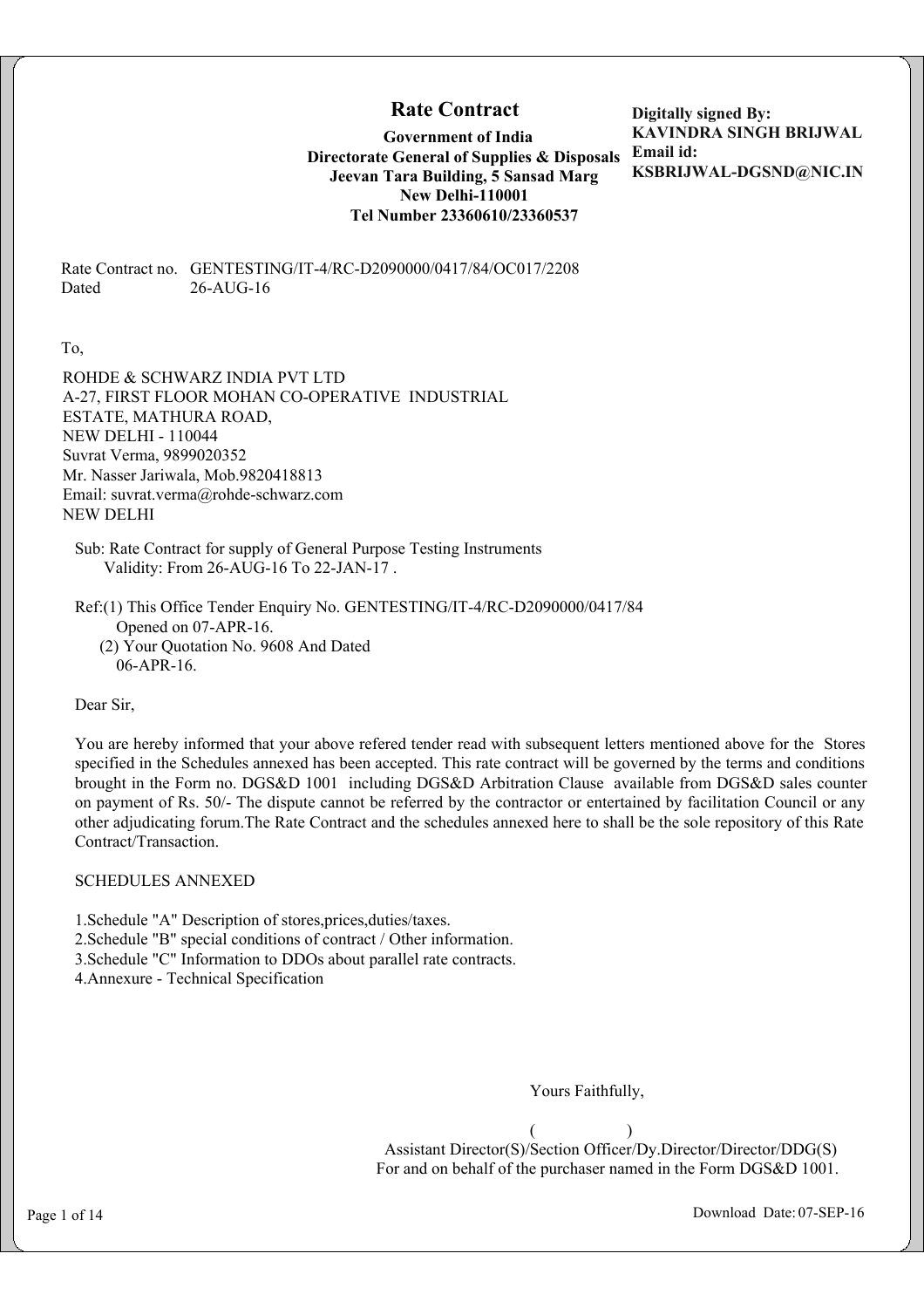# Rate Contract

**Government of India**
**Directorate General of Supplies & Disposals**
**Jeevan Tara Building, 5 Sansad Marg**
**New Delhi-110001**
**Tel Number 23360610/23360537**

**Digitally signed By:**
**KAVINDRA SINGH BRIJWAL**
**Email id:**
**KSBRIJWAL-DGSND@NIC.IN**

Rate Contract no. GENTESTING/IT-4/RC-D2090000/0417/84/OC017/2208
Dated 26-AUG-16

To,

ROHDE & SCHWARZ INDIA PVT LTD
A-27, FIRST FLOOR MOHAN CO-OPERATIVE INDUSTRIAL ESTATE, MATHURA ROAD,
NEW DELHI - 110044
Suvrat Verma, 9899020352
Mr. Nasser Jariwala, Mob.9820418813
Email: suvrat.verma@rohde-schwarz.com
NEW DELHI

Sub: Rate Contract for supply of General Purpose Testing Instruments
Validity: From 26-AUG-16 To 22-JAN-17 .

Ref:(1) This Office Tender Enquiry No. GENTESTING/IT-4/RC-D2090000/0417/84
Opened on 07-APR-16.
(2) Your Quotation No. 9608 And Dated
06-APR-16.

Dear Sir,

You are hereby informed that your above refered tender read with subsequent letters mentioned above for the Stores specified in the Schedules annexed has been accepted. This rate contract will be governed by the terms and conditions brought in the Form no. DGS&D 1001 including DGS&D Arbitration Clause available from DGS&D sales counter on payment of Rs. 50/- The dispute cannot be referred by the contractor or entertained by facilitation Council or any other adjudicating forum.The Rate Contract and the schedules annexed here to shall be the sole repository of this Rate Contract/Transaction.

SCHEDULES ANNEXED

1.Schedule "A" Description of stores,prices,duties/taxes.
2.Schedule "B" special conditions of contract / Other information.
3.Schedule "C" Information to DDOs about parallel rate contracts.
4.Annexure - Technical Specification

Yours Faithfully,

( )
Assistant Director(S)/Section Officer/Dy.Director/Director/DDG(S)
For and on behalf of the purchaser named in the Form DGS&D 1001.

Download Date: 07-SEP-16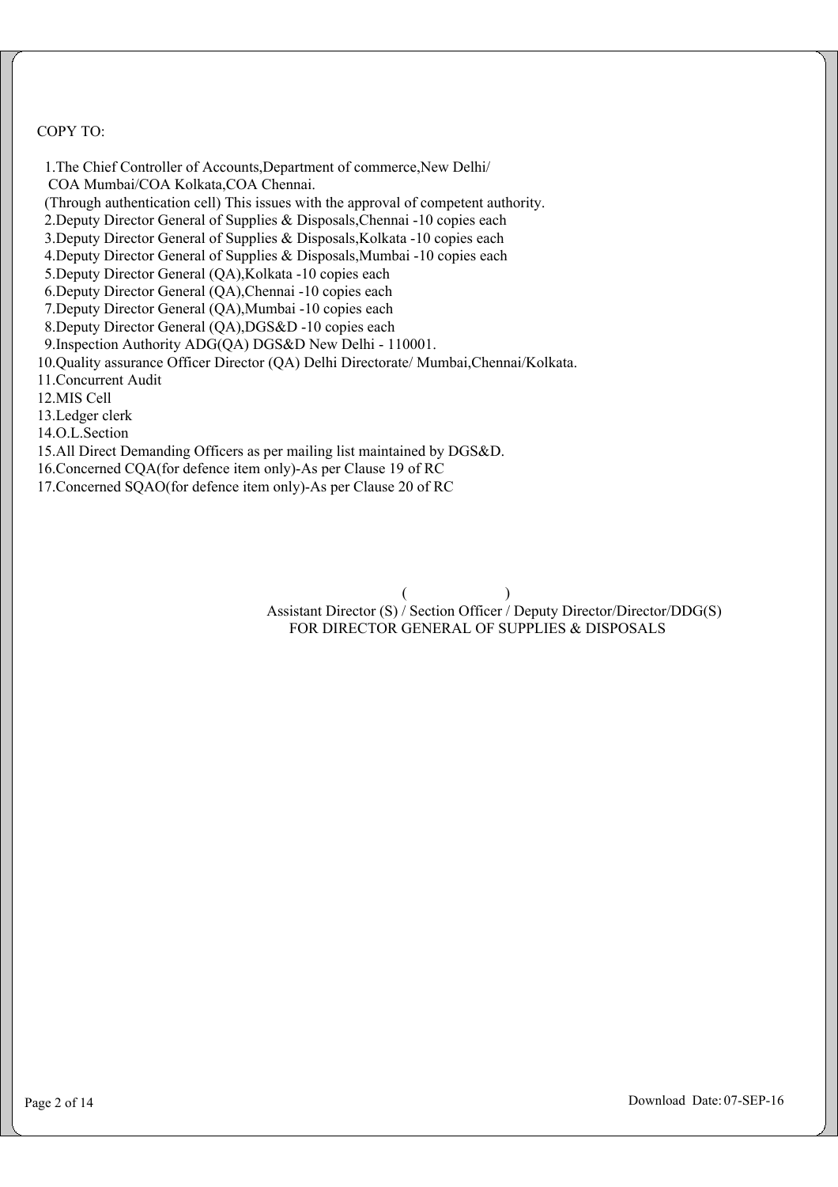COPY TO:

1. The Chief Controller of Accounts,Department of commerce,New Delhi/
   COA Mumbai/COA Kolkata,COA Chennai.
   (Through authentication cell) This issues with the approval of competent authority.
2. Deputy Director General of Supplies & Disposals,Chennai -10 copies each
3. Deputy Director General of Supplies & Disposals,Kolkata -10 copies each
4. Deputy Director General of Supplies & Disposals,Mumbai -10 copies each
5. Deputy Director General (QA),Kolkata -10 copies each
6. Deputy Director General (QA),Chennai -10 copies each
7. Deputy Director General (QA),Mumbai -10 copies each
8. Deputy Director General (QA),DGS&D -10 copies each
9. Inspection Authority ADG(QA) DGS&D New Delhi - 110001.
10. Quality assurance Officer Director (QA) Delhi Directorate/ Mumbai,Chennai/Kolkata.
11. Concurrent Audit
12. MIS Cell
13. Ledger clerk
14. O.L.Section
15. All Direct Demanding Officers as per mailing list maintained by DGS&D.
16. Concerned CQA(for defence item only)-As per Clause 19 of RC
17. Concerned SQAO(for defence item only)-As per Clause 20 of RC

( )

Assistant Director (S) / Section Officer / Deputy Director/Director/DDG(S)
FOR DIRECTOR GENERAL OF SUPPLIES & DISPOSALS

Download Date: 07-SEP-16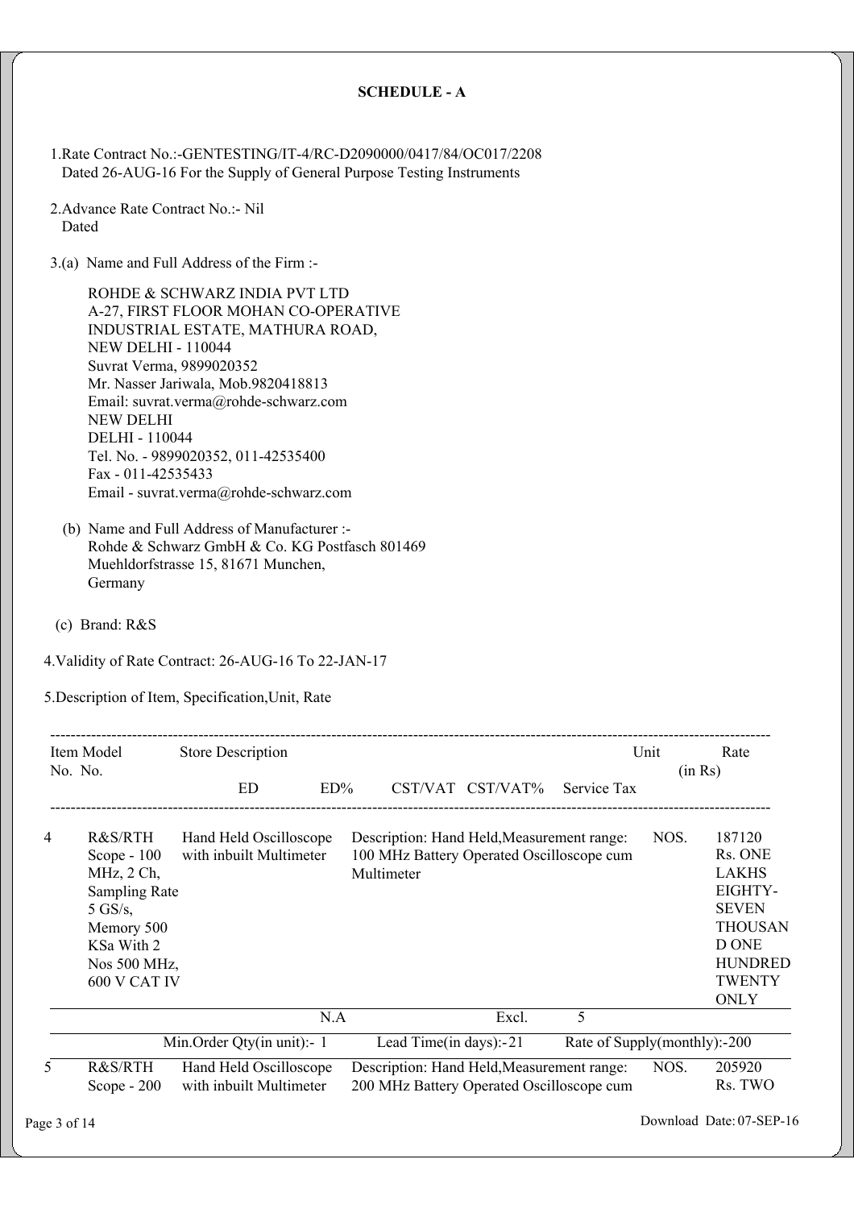## SCHEDULE - A

1. Rate Contract No.:-GENTESTING/IT-4/RC-D2090000/0417/84/OC017/2208
   Dated 26-AUG-16 For the Supply of General Purpose Testing Instruments

2. Advance Rate Contract No.:- Nil
   Dated

3. (a) Name and Full Address of the Firm :-

   ROHDE & SCHWARZ INDIA PVT LTD
   A-27, FIRST FLOOR MOHAN CO-OPERATIVE
   INDUSTRIAL ESTATE, MATHURA ROAD,
   NEW DELHI - 110044
   Suvrat Verma, 9899020352
   Mr. Nasser Jariwala, Mob.9820418813
   Email: suvrat.verma@rohde-schwarz.com
   NEW DELHI
   DELHI - 110044
   Tel. No. - 9899020352, 011-42535400
   Fax - 011-42535433
   Email - suvrat.verma@rohde-schwarz.com

   (b) Name and Full Address of Manufacturer :-
   Rohde & Schwarz GmbH & Co. KG Postfasch 801469
   Muehldorfstrasse 15, 81671 Munchen,
   Germany

   (c) Brand: R&S

4. Validity of Rate Contract: 26-AUG-16 To 22-JAN-17

5. Description of Item, Specification,Unit, Rate

| Item No. | Model No. | Store Description | | Unit | Rate (in Rs) |
|---|---|---|---|---|---|
| | | ED / ED% | CST/VAT / CST/VAT% / Service Tax | | |
| 4 | R&S/RTH Scope - 100 MHz, 2 Ch, Sampling Rate 5 GS/s, Memory 500 KSa With 2 Nos 500 MHz, 600 V CAT IV | Hand Held Oscilloscope with inbuilt Multimeter | Description: Hand Held,Measurement range: 100 MHz Battery Operated Oscilloscope cum Multimeter | NOS. | 187120 Rs. ONE LAKHS EIGHTY-SEVEN THOUSAND ONE HUNDRED TWENTY ONLY |
| | | N.A | Excl. 5 | | |
| | | Min.Order Qty(in unit):- 1 | Lead Time(in days):-21 | Rate of Supply(monthly):-200 | |
| 5 | R&S/RTH Scope - 200 | Hand Held Oscilloscope with inbuilt Multimeter | Description: Hand Held,Measurement range: 200 MHz Battery Operated Oscilloscope cum | NOS. | 205920 Rs. TWO |

Download Date: 07-SEP-16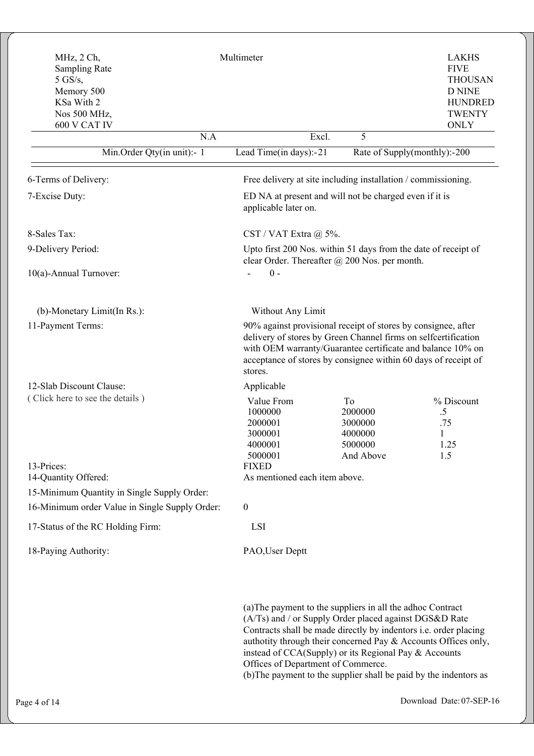| | | |
|---|---|---|
| MHz, 2 Ch, Sampling Rate 5 GS/s, Memory 500 KSa With 2 Nos 500 MHz, 600 V CAT IV | Multimeter | LAKHS FIVE THOUSAN D NINE HUNDRED TWENTY ONLY |
| N.A | Excl. | 5 |
| Min.Order Qty(in unit):- 1 | Lead Time(in days):-21 | Rate of Supply(monthly):-200 |

6-Terms of Delivery: Free delivery at site including installation / commissioning.

7-Excise Duty: ED NA at present and will not be charged even if it is applicable later on.

8-Sales Tax: CST / VAT Extra @ 5%.

9-Delivery Period: Upto first 200 Nos. within 51 days from the date of receipt of clear Order. Thereafter @ 200 Nos. per month.

10(a)-Annual Turnover: - 0 -

(b)-Monetary Limit(In Rs.): Without Any Limit

11-Payment Terms: 90% against provisional receipt of stores by consignee, after delivery of stores by Green Channel firms on selfcertification with OEM warranty/Guarantee certificate and balance 10% on acceptance of stores by consignee within 60 days of receipt of stores.

12-Slab Discount Clause: Applicable

( Click here to see the details )

| Value From | To | % Discount |
|---|---|---|
| 1000000 | 2000000 | .5 |
| 2000001 | 3000000 | .75 |
| 3000001 | 4000000 | 1 |
| 4000001 | 5000000 | 1.25 |
| 5000001 | And Above | 1.5 |

13-Prices: FIXED

14-Quantity Offered: As mentioned each item above.

15-Minimum Quantity in Single Supply Order:

16-Minimum order Value in Single Supply Order: 0

17-Status of the RC Holding Firm: LSI

18-Paying Authority: PAO,User Deptt

(a)The payment to the suppliers in all the adhoc Contract (A/Ts) and / or Supply Order placed against DGS&D Rate Contracts shall be made directly by indentors i.e. order placing authotity through their concerned Pay & Accounts Offices only, instead of CCA(Supply) or its Regional Pay & Accounts Offices of Department of Commerce.

(b)The payment to the supplier shall be paid by the indentors as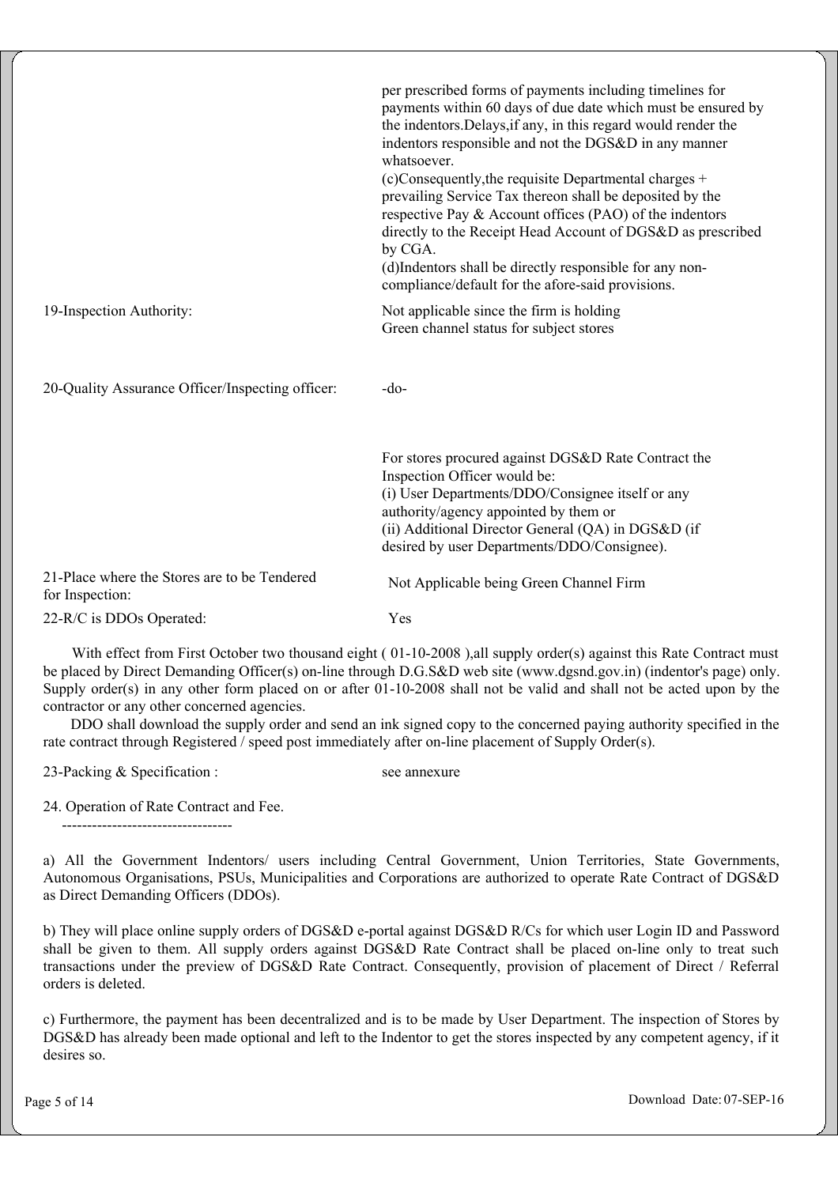| | |
|---|---|
| | per prescribed forms of payments including timelines for payments within 60 days of due date which must be ensured by the indentors.Delays,if any, in this regard would render the indentors responsible and not the DGS&D in any manner whatsoever.<br>(c)Consequently,the requisite Departmental charges + prevailing Service Tax thereon shall be deposited by the respective Pay & Account offices (PAO) of the indentors directly to the Receipt Head Account of DGS&D as prescribed by CGA.<br>(d)Indentors shall be directly responsible for any non-compliance/default for the afore-said provisions. |
| 19-Inspection Authority: | Not applicable since the firm is holding Green channel status for subject stores |
| 20-Quality Assurance Officer/Inspecting officer: | -do- |
| | For stores procured against DGS&D Rate Contract the Inspection Officer would be:<br>(i) User Departments/DDO/Consignee itself or any authority/agency appointed by them or<br>(ii) Additional Director General (QA) in DGS&D (if desired by user Departments/DDO/Consignee). |
| 21-Place where the Stores are to be Tendered for Inspection: | Not Applicable being Green Channel Firm |
| 22-R/C is DDOs Operated: | Yes |

With effect from First October two thousand eight ( 01-10-2008 ),all supply order(s) against this Rate Contract must be placed by Direct Demanding Officer(s) on-line through D.G.S&D web site (www.dgsnd.gov.in) (indentor's page) only. Supply order(s) in any other form placed on or after 01-10-2008 shall not be valid and shall not be acted upon by the contractor or any other concerned agencies.

DDO shall download the supply order and send an ink signed copy to the concerned paying authority specified in the rate contract through Registered / speed post immediately after on-line placement of Supply Order(s).

23-Packing & Specification : see annexure

24. Operation of Rate Contract and Fee.

----------------------------------

a) All the Government Indentors/ users including Central Government, Union Territories, State Governments, Autonomous Organisations, PSUs, Municipalities and Corporations are authorized to operate Rate Contract of DGS&D as Direct Demanding Officers (DDOs).

b) They will place online supply orders of DGS&D e-portal against DGS&D R/Cs for which user Login ID and Password shall be given to them. All supply orders against DGS&D Rate Contract shall be placed on-line only to treat such transactions under the preview of DGS&D Rate Contract. Consequently, provision of placement of Direct / Referral orders is deleted.

c) Furthermore, the payment has been decentralized and is to be made by User Department. The inspection of Stores by DGS&D has already been made optional and left to the Indentor to get the stores inspected by any competent agency, if it desires so.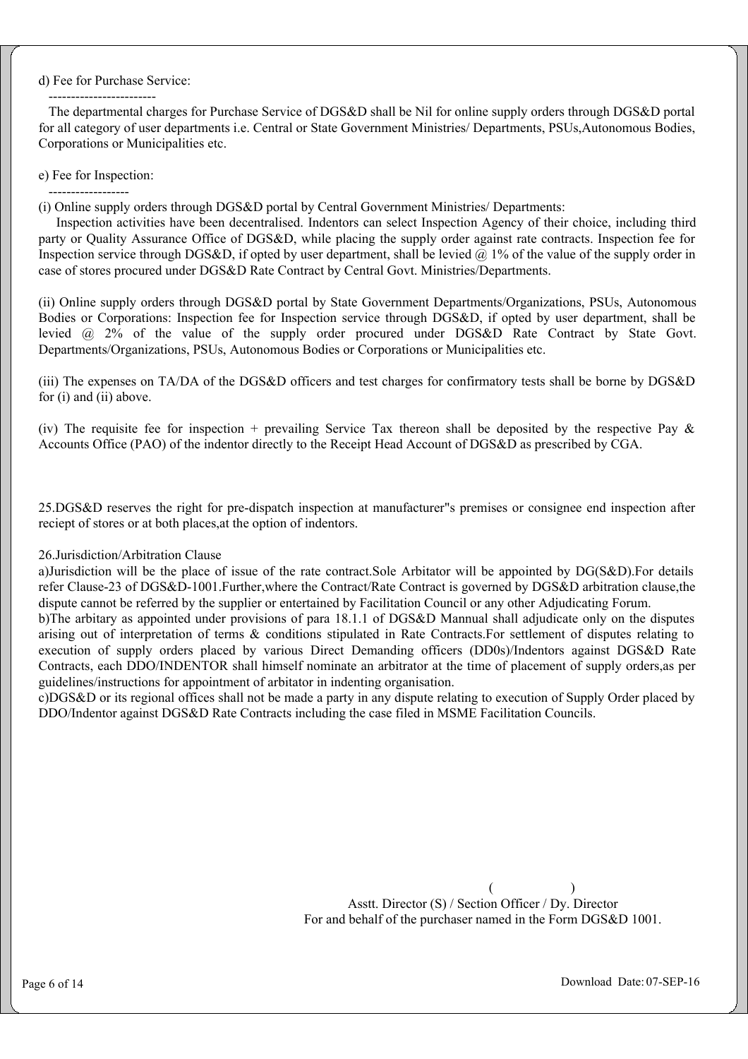d) Fee for Purchase Service:

------------------------

The departmental charges for Purchase Service of DGS&D shall be Nil for online supply orders through DGS&D portal for all category of user departments i.e. Central or State Government Ministries/ Departments, PSUs,Autonomous Bodies, Corporations or Municipalities etc.

e) Fee for Inspection:

------------------

(i) Online supply orders through DGS&D portal by Central Government Ministries/ Departments:

Inspection activities have been decentralised. Indentors can select Inspection Agency of their choice, including third party or Quality Assurance Office of DGS&D, while placing the supply order against rate contracts. Inspection fee for Inspection service through DGS&D, if opted by user department, shall be levied @ 1% of the value of the supply order in case of stores procured under DGS&D Rate Contract by Central Govt. Ministries/Departments.

(ii) Online supply orders through DGS&D portal by State Government Departments/Organizations, PSUs, Autonomous Bodies or Corporations: Inspection fee for Inspection service through DGS&D, if opted by user department, shall be levied @ 2% of the value of the supply order procured under DGS&D Rate Contract by State Govt. Departments/Organizations, PSUs, Autonomous Bodies or Corporations or Municipalities etc.

(iii) The expenses on TA/DA of the DGS&D officers and test charges for confirmatory tests shall be borne by DGS&D for (i) and (ii) above.

(iv) The requisite fee for inspection + prevailing Service Tax thereon shall be deposited by the respective Pay & Accounts Office (PAO) of the indentor directly to the Receipt Head Account of DGS&D as prescribed by CGA.

25.DGS&D reserves the right for pre-dispatch inspection at manufacturer"s premises or consignee end inspection after reciept of stores or at both places,at the option of indentors.

26.Jurisdiction/Arbitration Clause

a)Jurisdiction will be the place of issue of the rate contract.Sole Arbitator will be appointed by DG(S&D).For details refer Clause-23 of DGS&D-1001.Further,where the Contract/Rate Contract is governed by DGS&D arbitration clause,the dispute cannot be referred by the supplier or entertained by Facilitation Council or any other Adjudicating Forum.

b)The arbitary as appointed under provisions of para 18.1.1 of DGS&D Mannual shall adjudicate only on the disputes arising out of interpretation of terms & conditions stipulated in Rate Contracts.For settlement of disputes relating to execution of supply orders placed by various Direct Demanding officers (DD0s)/Indentors against DGS&D Rate Contracts, each DDO/INDENTOR shall himself nominate an arbitrator at the time of placement of supply orders,as per guidelines/instructions for appointment of arbitrator in indenting organisation.

c)DGS&D or its regional offices shall not be made a party in any dispute relating to execution of Supply Order placed by DDO/Indentor against DGS&D Rate Contracts including the case filed in MSME Facilitation Councils.

( )

Asstt. Director (S) / Section Officer / Dy. Director

For and behalf of the purchaser named in the Form DGS&D 1001.

Download Date: 07-SEP-16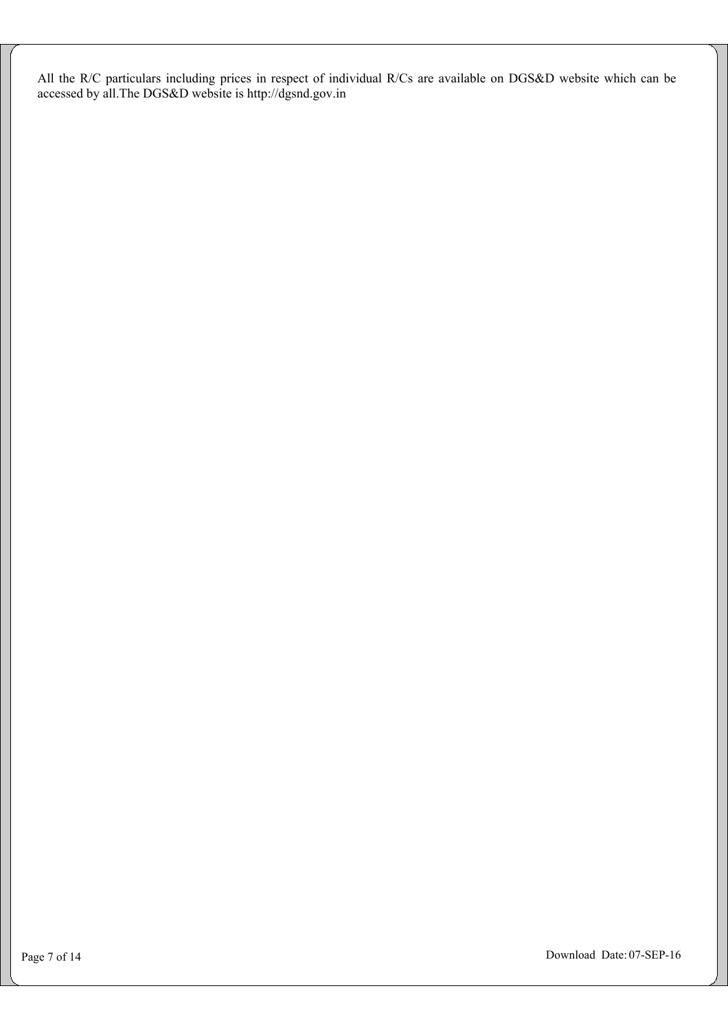All the R/C particulars including prices in respect of individual R/Cs are available on DGS&D website which can be accessed by all.The DGS&D website is http://dgsnd.gov.in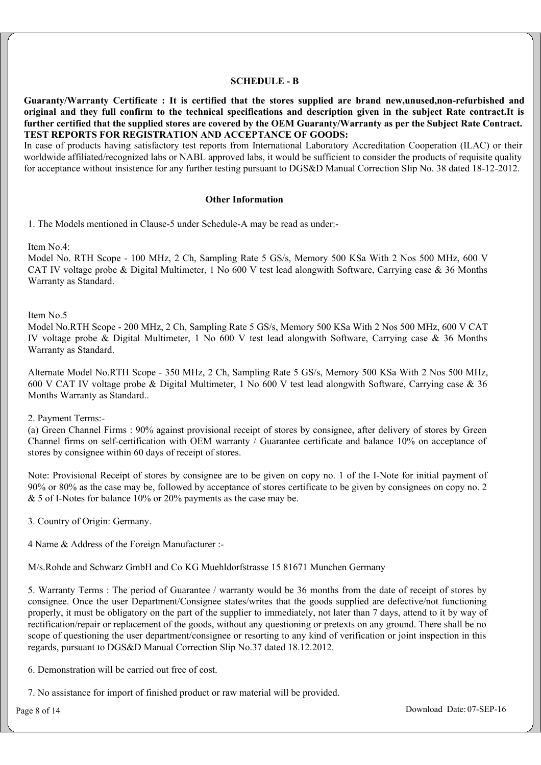## SCHEDULE - B

**Guaranty/Warranty Certificate : It is certified that the stores supplied are brand new,unused,non-refurbished and original and they full confirm to the technical specifications and description given in the subject Rate contract.It is further certified that the supplied stores are covered by the OEM Guaranty/Warranty as per the Subject Rate Contract.**

**TEST REPORTS FOR REGISTRATION AND ACCEPTANCE OF GOODS:**

In case of products having satisfactory test reports from International Laboratory Accreditation Cooperation (ILAC) or their worldwide affiliated/recognized labs or NABL approved labs, it would be sufficient to consider the products of requisite quality for acceptance without insistence for any further testing pursuant to DGS&D Manual Correction Slip No. 38 dated 18-12-2012.

### Other Information

1. The Models mentioned in Clause-5 under Schedule-A may be read as under:-

Item No.4:

Model No. RTH Scope - 100 MHz, 2 Ch, Sampling Rate 5 GS/s, Memory 500 KSa With 2 Nos 500 MHz, 600 V CAT IV voltage probe & Digital Multimeter, 1 No 600 V test lead alongwith Software, Carrying case & 36 Months Warranty as Standard.

Item No.5

Model No.RTH Scope - 200 MHz, 2 Ch, Sampling Rate 5 GS/s, Memory 500 KSa With 2 Nos 500 MHz, 600 V CAT IV voltage probe & Digital Multimeter, 1 No 600 V test lead alongwith Software, Carrying case & 36 Months Warranty as Standard.

Alternate Model No.RTH Scope - 350 MHz, 2 Ch, Sampling Rate 5 GS/s, Memory 500 KSa With 2 Nos 500 MHz, 600 V CAT IV voltage probe & Digital Multimeter, 1 No 600 V test lead alongwith Software, Carrying case & 36 Months Warranty as Standard..

2. Payment Terms:-

(a) Green Channel Firms : 90% against provisional receipt of stores by consignee, after delivery of stores by Green Channel firms on self-certification with OEM warranty / Guarantee certificate and balance 10% on acceptance of stores by consignee within 60 days of receipt of stores.

Note: Provisional Receipt of stores by consignee are to be given on copy no. 1 of the I-Note for initial payment of 90% or 80% as the case may be, followed by acceptance of stores certificate to be given by consignees on copy no. 2 & 5 of I-Notes for balance 10% or 20% payments as the case may be.

3. Country of Origin: Germany.

4 Name & Address of the Foreign Manufacturer :-

M/s.Rohde and Schwarz GmbH and Co KG Muehldorfstrasse 15 81671 Munchen Germany

5. Warranty Terms : The period of Guarantee / warranty would be 36 months from the date of receipt of stores by consignee. Once the user Department/Consignee states/writes that the goods supplied are defective/not functioning properly, it must be obligatory on the part of the supplier to immediately, not later than 7 days, attend to it by way of rectification/repair or replacement of the goods, without any questioning or pretexts on any ground. There shall be no scope of questioning the user department/consignee or resorting to any kind of verification or joint inspection in this regards, pursuant to DGS&D Manual Correction Slip No.37 dated 18.12.2012.

6. Demonstration will be carried out free of cost.

7. No assistance for import of finished product or raw material will be provided.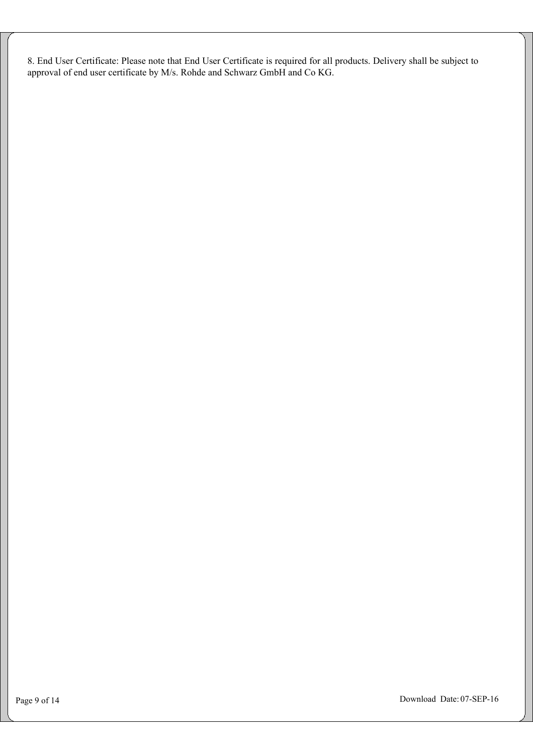8. End User Certificate: Please note that End User Certificate is required for all products. Delivery shall be subject to approval of end user certificate by M/s. Rohde and Schwarz GmbH and Co KG.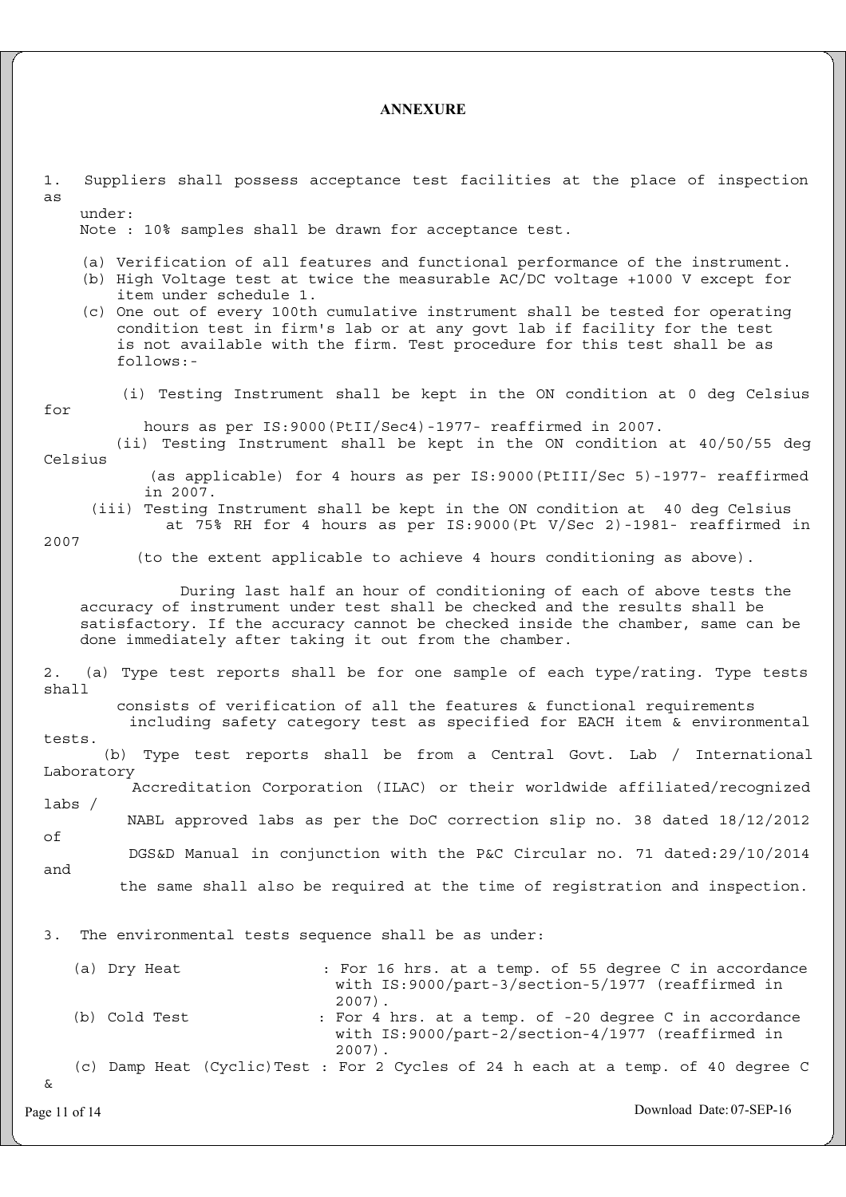# ANNEXURE

1. Suppliers shall possess acceptance test facilities at the place of inspection as under:

   Note : 10% samples shall be drawn for acceptance test.

   (a) Verification of all features and functional performance of the instrument.

   (b) High Voltage test at twice the measurable AC/DC voltage +1000 V except for item under schedule 1.

   (c) One out of every 100th cumulative instrument shall be tested for operating condition test in firm's lab or at any govt lab if facility for the test is not available with the firm. Test procedure for this test shall be as follows:-

   (i) Testing Instrument shall be kept in the ON condition at 0 deg Celsius for hours as per IS:9000(PtII/Sec4)-1977- reaffirmed in 2007.

   (ii) Testing Instrument shall be kept in the ON condition at 40/50/55 deg Celsius (as applicable) for 4 hours as per IS:9000(PtIII/Sec 5)-1977- reaffirmed in 2007.

   (iii) Testing Instrument shall be kept in the ON condition at 40 deg Celsius at 75% RH for 4 hours as per IS:9000(Pt V/Sec 2)-1981- reaffirmed in 2007 (to the extent applicable to achieve 4 hours conditioning as above).

   During last half an hour of conditioning of each of above tests the accuracy of instrument under test shall be checked and the results shall be satisfactory. If the accuracy cannot be checked inside the chamber, same can be done immediately after taking it out from the chamber.

2. (a) Type test reports shall be for one sample of each type/rating. Type tests shall consists of verification of all the features & functional requirements including safety category test as specified for EACH item & environmental tests.

   (b) Type test reports shall be from a Central Govt. Lab / International Laboratory Accreditation Corporation (ILAC) or their worldwide affiliated/recognized labs / NABL approved labs as per the DoC correction slip no. 38 dated 18/12/2012 of DGS&D Manual in conjunction with the P&C Circular no. 71 dated:29/10/2014 and the same shall also be required at the time of registration and inspection.

3. The environmental tests sequence shall be as under:

   (a) Dry Heat : For 16 hrs. at a temp. of 55 degree C in accordance with IS:9000/part-3/section-5/1977 (reaffirmed in 2007).

   (b) Cold Test : For 4 hrs. at a temp. of -20 degree C in accordance with IS:9000/part-2/section-4/1977 (reaffirmed in 2007).

   (c) Damp Heat (Cyclic)Test : For 2 Cycles of 24 h each at a temp. of 40 degree C &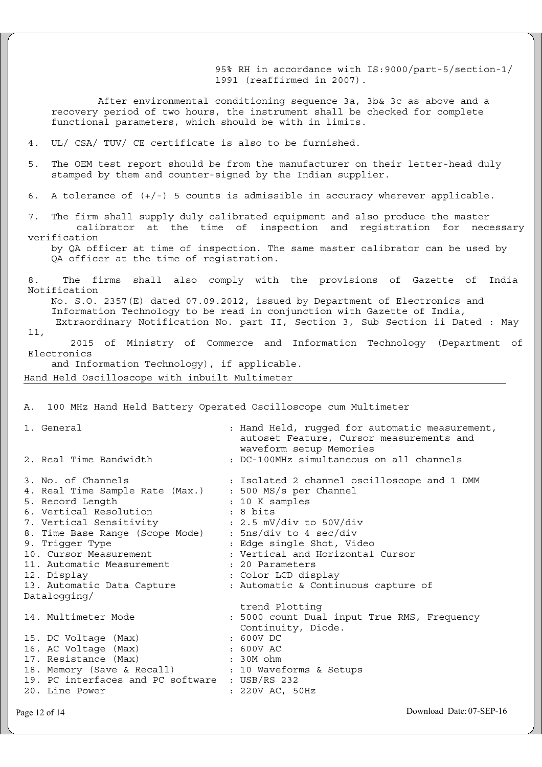95% RH in accordance with IS:9000/part-5/section-1/ 1991 (reaffirmed in 2007).

After environmental conditioning sequence 3a, 3b& 3c as above and a recovery period of two hours, the instrument shall be checked for complete functional parameters, which should be with in limits.

4. UL/ CSA/ TUV/ CE certificate is also to be furnished.

5. The OEM test report should be from the manufacturer on their letter-head duly stamped by them and counter-signed by the Indian supplier.

6. A tolerance of (+/-) 5 counts is admissible in accuracy wherever applicable.

7. The firm shall supply duly calibrated equipment and also produce the master calibrator at the time of inspection and registration for necessary verification by QA officer at time of inspection. The same master calibrator can be used by QA officer at the time of registration.

8. The firms shall also comply with the provisions of Gazette of India Notification No. S.O. 2357(E) dated 07.09.2012, issued by Department of Electronics and Information Technology to be read in conjunction with Gazette of India, Extraordinary Notification No. part II, Section 3, Sub Section ii Dated : May 11, 2015 of Ministry of Commerce and Information Technology (Department of Electronics and Information Technology), if applicable.

## Hand Held Oscilloscope with inbuilt Multimeter

A. 100 MHz Hand Held Battery Operated Oscilloscope cum Multimeter

| Parameter | Specification |
|---|---|
| 1. General | : Hand Held, rugged for automatic measurement, autoset Feature, Cursor measurements and waveform setup Memories |
| 2. Real Time Bandwidth | : DC-100MHz simultaneous on all channels |
| 3. No. of Channels | : Isolated 2 channel oscilloscope and 1 DMM |
| 4. Real Time Sample Rate (Max.) | : 500 MS/s per Channel |
| 5. Record Length | : 10 K samples |
| 6. Vertical Resolution | : 8 bits |
| 7. Vertical Sensitivity | : 2.5 mV/div to 50V/div |
| 8. Time Base Range (Scope Mode) | : 5ns/div to 4 sec/div |
| 9. Trigger Type | : Edge single Shot, Video |
| 10. Cursor Measurement | : Vertical and Horizontal Cursor |
| 11. Automatic Measurement | : 20 Parameters |
| 12. Display | : Color LCD display |
| 13. Automatic Data Capture Datalogging/ | : Automatic & Continuous capture of trend Plotting |
| 14. Multimeter Mode | : 5000 count Dual input True RMS, Frequency Continuity, Diode. |
| 15. DC Voltage (Max) | : 600V DC |
| 16. AC Voltage (Max) | : 600V AC |
| 17. Resistance (Max) | : 30M ohm |
| 18. Memory (Save & Recall) | : 10 Waveforms & Setups |
| 19. PC interfaces and PC software | : USB/RS 232 |
| 20. Line Power | : 220V AC, 50Hz |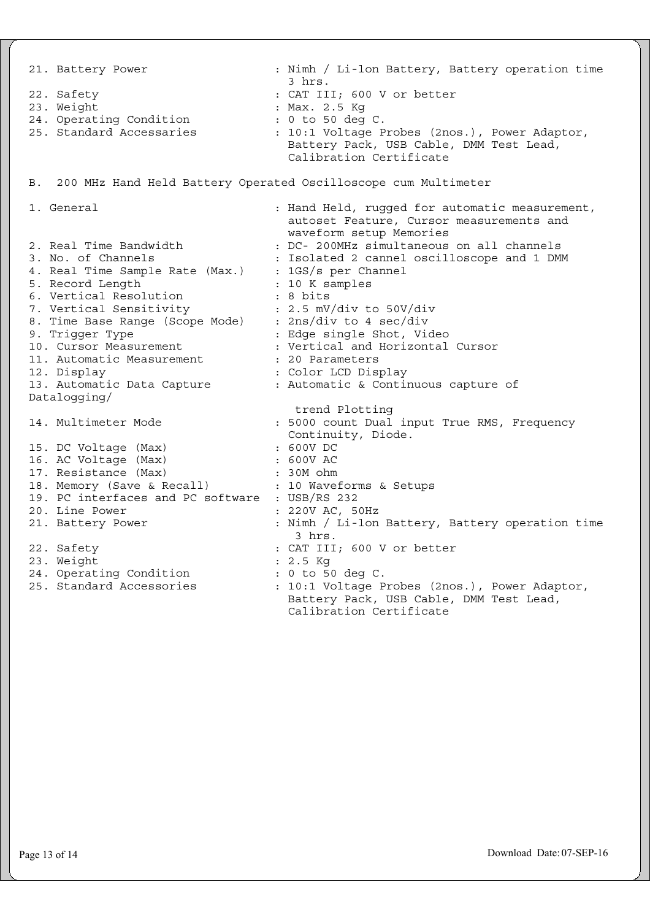| | |
|---|---|
| 21. Battery Power | : Nimh / Li-Ion Battery, Battery operation time 3 hrs. |
| 22. Safety | : CAT III; 600 V or better |
| 23. Weight | : Max. 2.5 Kg |
| 24. Operating Condition | : 0 to 50 deg C. |
| 25. Standard Accessaries | : 10:1 Voltage Probes (2nos.), Power Adaptor, Battery Pack, USB Cable, DMM Test Lead, Calibration Certificate |

B. 200 MHz Hand Held Battery Operated Oscilloscope cum Multimeter

| | |
|---|---|
| 1. General | : Hand Held, rugged for automatic measurement, autoset Feature, Cursor measurements and waveform setup Memories |
| 2. Real Time Bandwidth | : DC- 200MHz simultaneous on all channels |
| 3. No. of Channels | : Isolated 2 cannel oscilloscope and 1 DMM |
| 4. Real Time Sample Rate (Max.) | : 1GS/s per Channel |
| 5. Record Length | : 10 K samples |
| 6. Vertical Resolution | : 8 bits |
| 7. Vertical Sensitivity | : 2.5 mV/div to 50V/div |
| 8. Time Base Range (Scope Mode) | : 2ns/div to 4 sec/div |
| 9. Trigger Type | : Edge single Shot, Video |
| 10. Cursor Measurement | : Vertical and Horizontal Cursor |
| 11. Automatic Measurement | : 20 Parameters |
| 12. Display | : Color LCD Display |
| 13. Automatic Data Capture Datalogging/ | : Automatic & Continuous capture of trend Plotting |
| 14. Multimeter Mode | : 5000 count Dual input True RMS, Frequency Continuity, Diode. |
| 15. DC Voltage (Max) | : 600V DC |
| 16. AC Voltage (Max) | : 600V AC |
| 17. Resistance (Max) | : 30M ohm |
| 18. Memory (Save & Recall) | : 10 Waveforms & Setups |
| 19. PC interfaces and PC software | : USB/RS 232 |
| 20. Line Power | : 220V AC, 50Hz |
| 21. Battery Power | : Nimh / Li-Ion Battery, Battery operation time 3 hrs. |
| 22. Safety | : CAT III; 600 V or better |
| 23. Weight | : 2.5 Kg |
| 24. Operating Condition | : 0 to 50 deg C. |
| 25. Standard Accessories | : 10:1 Voltage Probes (2nos.), Power Adaptor, Battery Pack, USB Cable, DMM Test Lead, Calibration Certificate |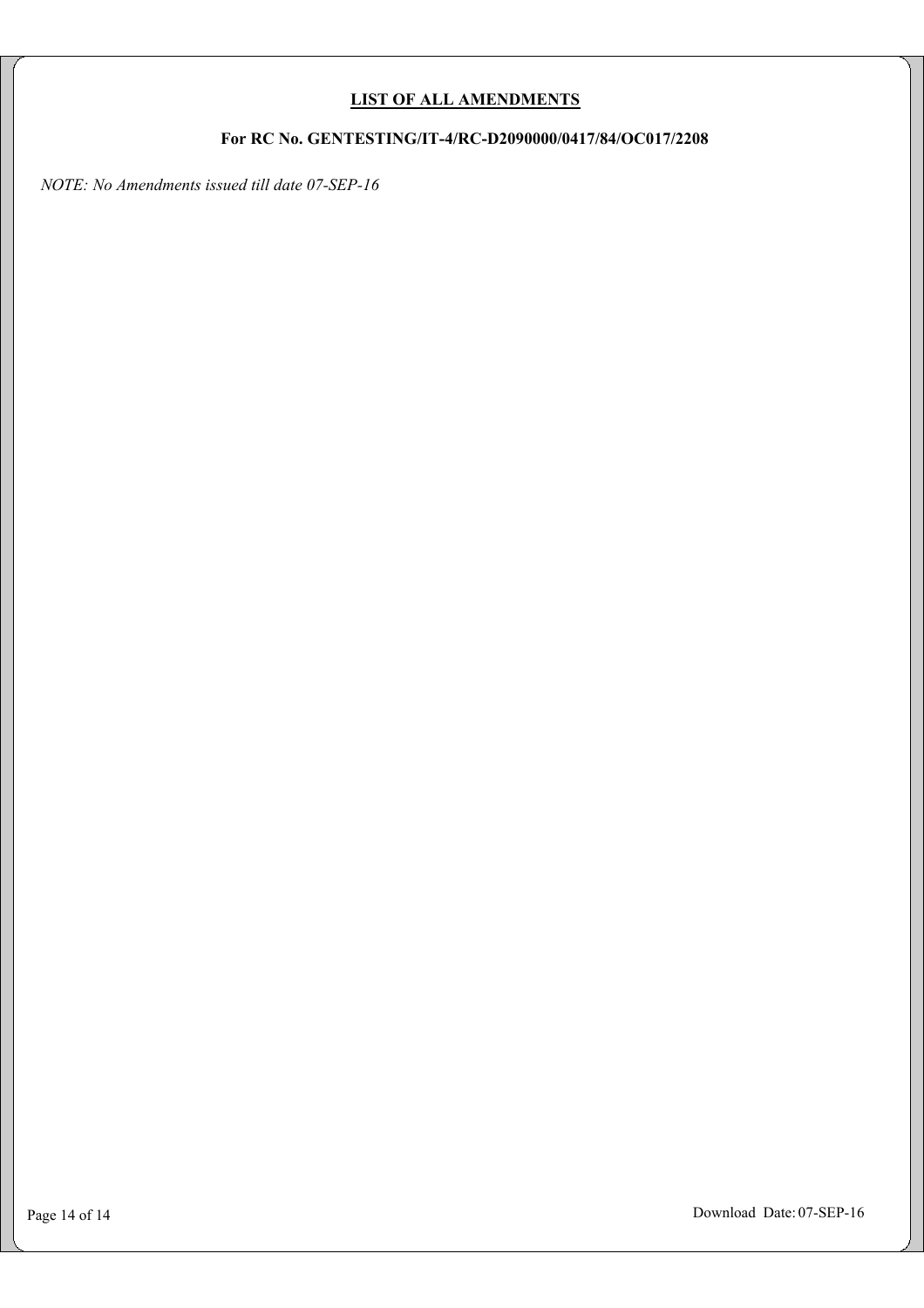## LIST OF ALL AMENDMENTS

**For RC No. GENTESTING/IT-4/RC-D2090000/0417/84/OC017/2208**

*NOTE: No Amendments issued till date 07-SEP-16*

Download Date: 07-SEP-16